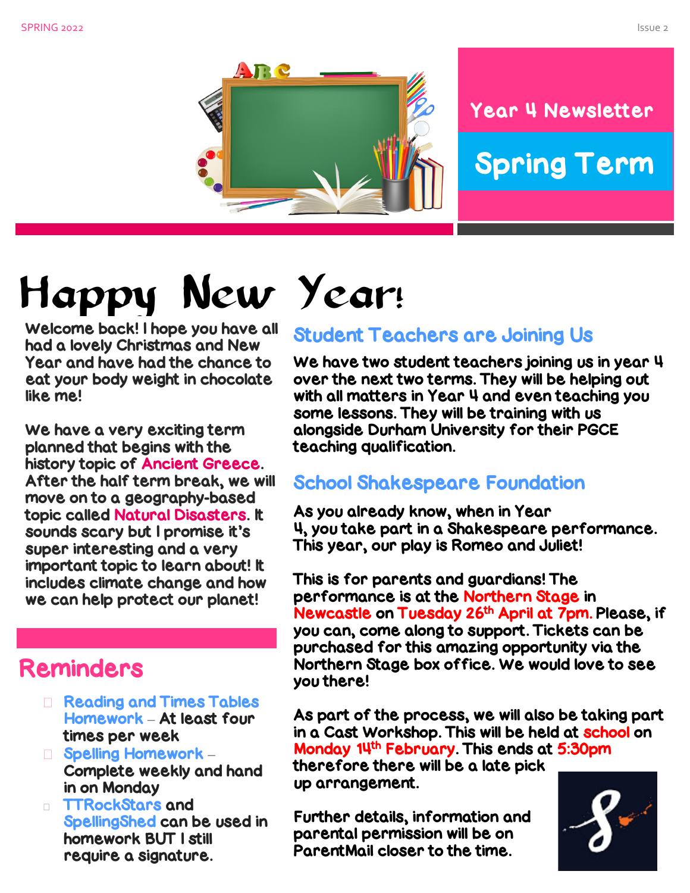# Year 4 Newsletter

## Spring Term

# Happy New Year!

Welcome back! I hope you have all had a lovely Christmas and New Year and have had the chance to eat your body weight in chocolate like me!

We have a very exciting term planned that begins with the history topic of Ancient Greece. After the half term break, we will move on to a geography-based topic called Natural Disasters. It sounds scary but I promise it's super interesting and a very important topic to learn about! It includes climate change and how we can help protect our planet!

## Reminders

- **Reading and Times Tables Homework** – At least four times per week
- **Spelling Homework** – Complete weekly and hand in on Monday
- **TTRockStars** and **SpellingShed** can be used in homework BUT I still require a signature.

## Student Teachers are Joining Us

We have two student teachers joining us in year 4 over the next two terms. They will be helping out with all matters in Year 4 and even teaching you some lessons. They will be training with us alongside Durham University for their PGCE teaching qualification.

## School Shakespeare Foundation

As you already know, when in Year 4, you take part in a Shakespeare performance. This year, our play is Romeo and Juliet!

This is for parents and guardians! The performance is at the Northern Stage in Newcastle on Tuesday 26th April at 7pm. Please, if you can, come along to support. Tickets can be purchased for this amazing opportunity via the Northern Stage box office. We would love to see you there!

As part of the process, we will also be taking part in a Cast Workshop. This will be held at school on Monday 14th February. This ends at 5:30pm therefore there will be a late pick up arrangement.

Further details, information and parental permission will be on ParentMail closer to the time.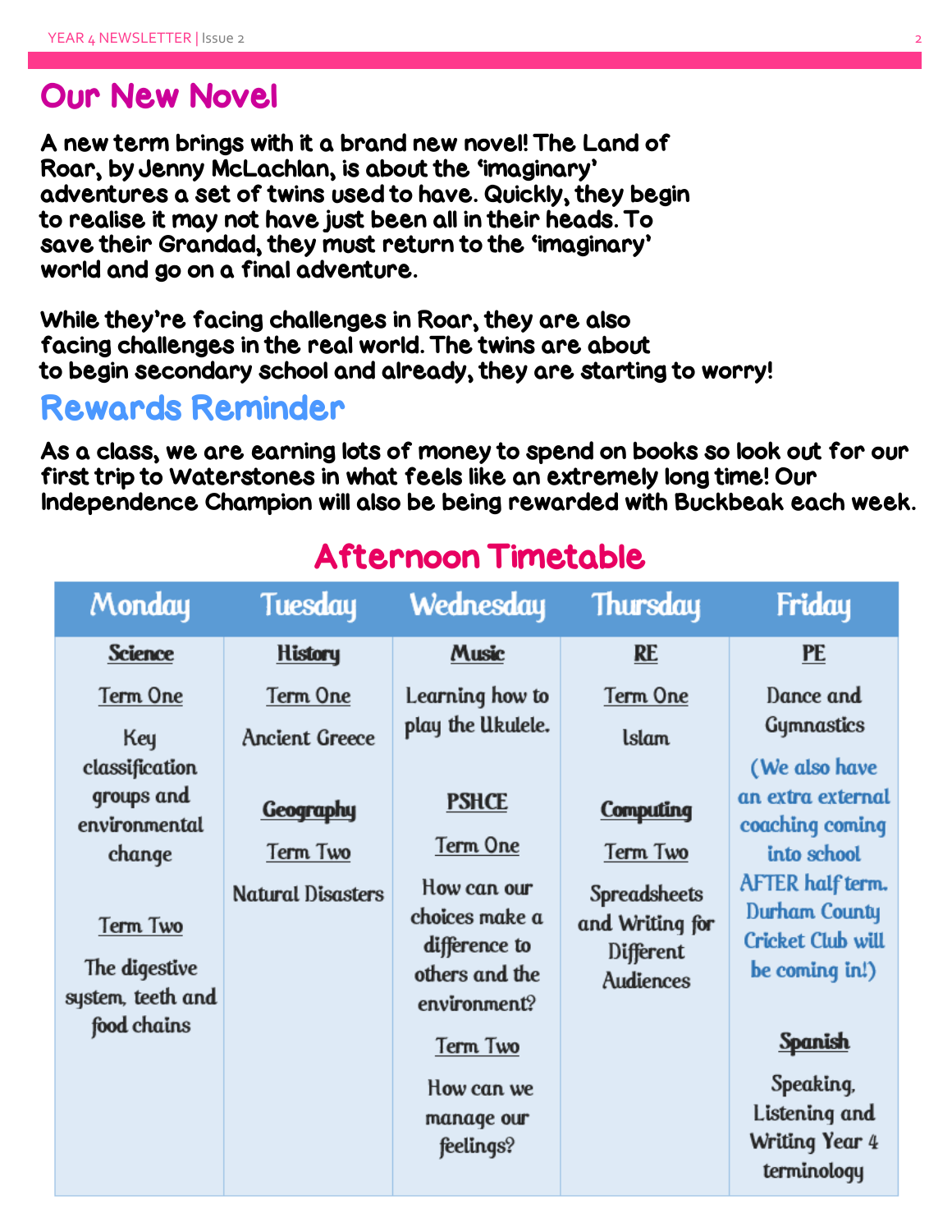## Our New Novel

A new term brings with it a brand new novel! The Land of Roar, by Jenny McLachlan, is about the 'imaginary' adventures a set of twins used to have. Quickly, they begin to realise it may not have just been all in their heads. To save their Grandad, they must return to the 'imaginary' world and go on a final adventure.

While they're facing challenges in Roar, they are also facing challenges in the real world. The twins are about to begin secondary school and already, they are starting to worry!

## Rewards Reminder

As a class, we are earning lots of money to spend on books so look out for our first trip to Waterstones in what feels like an extremely long time! Our Independence Champion will also be being rewarded with Buckbeak each week.

## Afternoon Timetable

| Monday | Tuesday | Wednesday | Thursday | Friday |
|---|---|---|---|---|
| **Science**<br><br>Term One<br><br>Key classification groups and environmental change<br><br>Term Two<br><br>The digestive system, teeth and food chains | **History**<br><br>Term One<br><br>Ancient Greece<br><br>**Geography**<br><br>Term Two<br><br>Natural Disasters | **Music**<br><br>Learning how to play the Ukulele.<br><br>**PSHCE**<br><br>Term One<br><br>How can our choices make a difference to others and the environment?<br><br>Term Two<br><br>How can we manage our feelings? | **RE**<br><br>Term One<br><br>Islam<br><br>**Computing**<br><br>Term Two<br><br>Spreadsheets and Writing for Different Audiences | **PE**<br><br>Dance and Gymnastics<br><br>(We also have an extra external coaching coming into school AFTER half term. Durham County Cricket Club will be coming in!)<br><br>**Spanish**<br><br>Speaking, Listening and Writing Year 4 terminology |